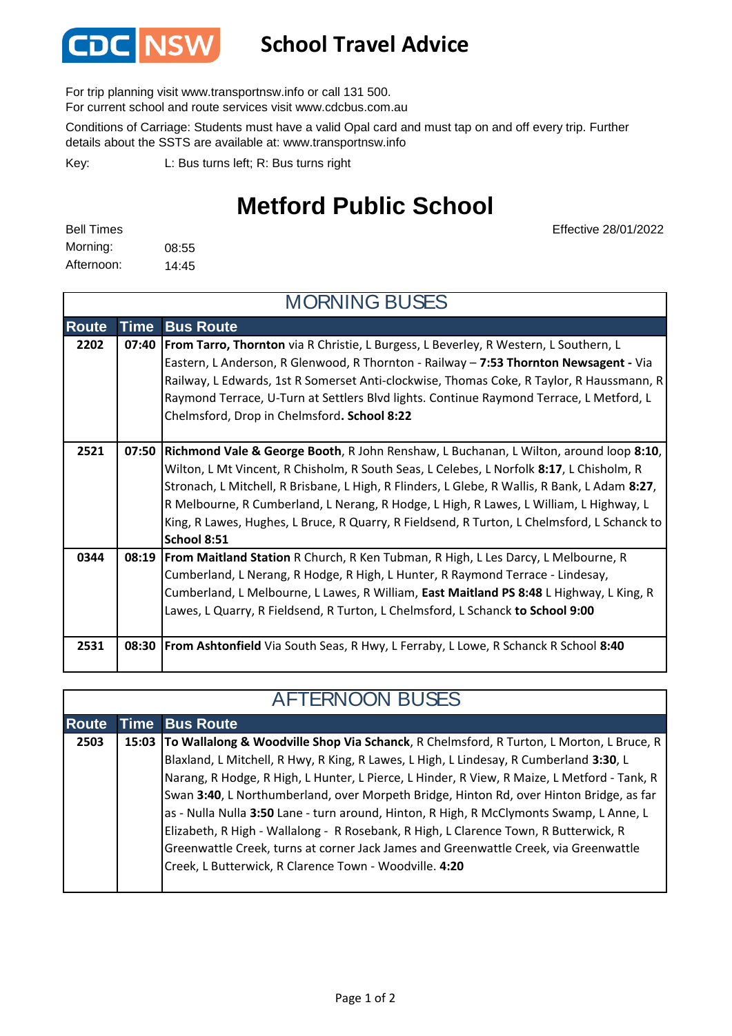CDC NSW

# School Travel Advice

For trip planning visit www.transportnsw.info or call 131 500.
For current school and route services visit www.cdcbus.com.au

Conditions of Carriage: Students must have a valid Opal card and must tap on and off every trip. Further details about the SSTS are available at: www.transportnsw.info

Key: L: Bus turns left; R: Bus turns right

## Metford Public School

Effective 28/01/2022

Bell Times
Morning: 08:55
Afternoon: 14:45

### MORNING BUSES

| Route | Time | Bus Route |
|---|---|---|
| 2202 | 07:40 | **From Tarro, Thornton** via R Christie, L Burgess, L Beverley, R Western, L Southern, L Eastern, L Anderson, R Glenwood, R Thornton - Railway – **7:53 Thornton Newsagent -** Via Railway, L Edwards, 1st R Somerset Anti-clockwise, Thomas Coke, R Taylor, R Haussmann, R Raymond Terrace, U-Turn at Settlers Blvd lights. Continue Raymond Terrace, L Metford, L Chelmsford, Drop in Chelmsford**. School 8:22** |
| 2521 | 07:50 | **Richmond Vale & George Booth**, R John Renshaw, L Buchanan, L Wilton, around loop **8:10**, Wilton, L Mt Vincent, R Chisholm, R South Seas, L Celebes, L Norfolk **8:17**, L Chisholm, R Stronach, L Mitchell, R Brisbane, L High, R Flinders, L Glebe, R Wallis, R Bank, L Adam **8:27**, R Melbourne, R Cumberland, L Nerang, R Hodge, L High, R Lawes, L William, L Highway, L King, R Lawes, Hughes, L Bruce, R Quarry, R Fieldsend, R Turton, L Chelmsford, L Schanck to **School 8:51** |
| 0344 | 08:19 | **From Maitland Station** R Church, R Ken Tubman, R High, L Les Darcy, L Melbourne, R Cumberland, L Nerang, R Hodge, R High, L Hunter, R Raymond Terrace - Lindesay, Cumberland, L Melbourne, L Lawes, R William, **East Maitland PS 8:48** L Highway, L King, R Lawes, L Quarry, R Fieldsend, R Turton, L Chelmsford, L Schanck **to School 9:00** |
| 2531 | 08:30 | **From Ashtonfield** Via South Seas, R Hwy, L Ferraby, L Lowe, R Schanck R School **8:40** |

### AFTERNOON BUSES

| Route | Time | Bus Route |
|---|---|---|
| 2503 | 15:03 | **To Wallalong & Woodville Shop Via Schanck**, R Chelmsford, R Turton, L Morton, L Bruce, R Blaxland, L Mitchell, R Hwy, R King, R Lawes, L High, L Lindesay, R Cumberland **3:30**, L Narang, R Hodge, R High, L Hunter, L Pierce, L Hinder, R View, R Maize, L Metford - Tank, R Swan **3:40**, L Northumberland, over Morpeth Bridge, Hinton Rd, over Hinton Bridge, as far as - Nulla Nulla **3:50** Lane - turn around, Hinton, R High, R McClymonts Swamp, L Anne, L Elizabeth, R High - Wallalong - R Rosebank, R High, L Clarence Town, R Butterwick, R Greenwattle Creek, turns at corner Jack James and Greenwattle Creek, via Greenwattle Creek, L Butterwick, R Clarence Town - Woodville. **4:20** |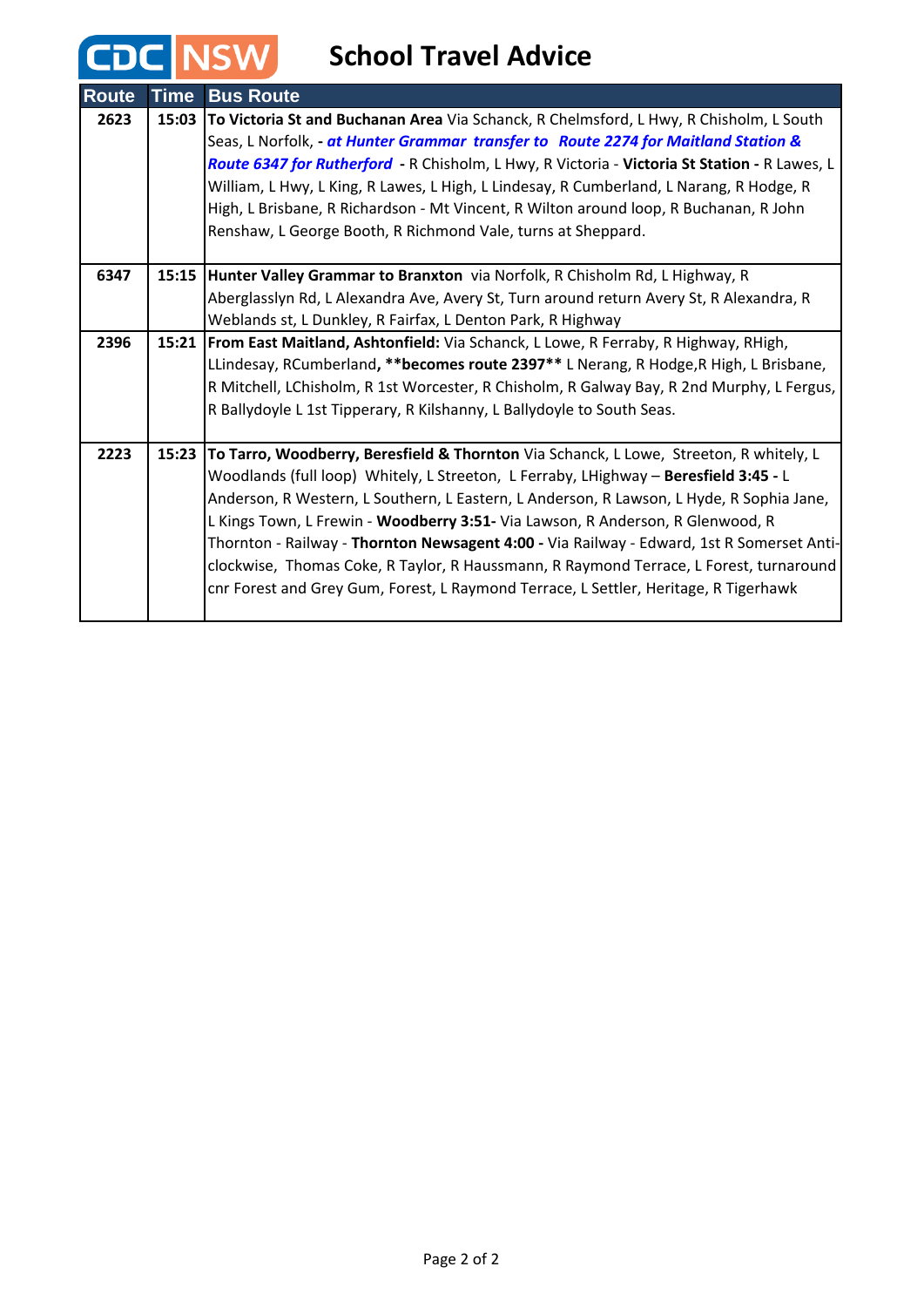# CDC NSW School Travel Advice

| Route | Time | Bus Route |
|---|---|---|
| 2623 | 15:03 | **To Victoria St and Buchanan Area** Via Schanck, R Chelmsford, L Hwy, R Chisholm, L South Seas, L Norfolk, **-** ***at Hunter Grammar transfer to Route 2274 for Maitland Station & Route 6347 for Rutherford*** **-** R Chisholm, L Hwy, R Victoria - **Victoria St Station -** R Lawes, L William, L Hwy, L King, R Lawes, L High, L Lindesay, R Cumberland, L Narang, R Hodge, R High, L Brisbane, R Richardson - Mt Vincent, R Wilton around loop, R Buchanan, R John Renshaw, L George Booth, R Richmond Vale, turns at Sheppard. |
| 6347 | 15:15 | **Hunter Valley Grammar to Branxton** via Norfolk, R Chisholm Rd, L Highway, R Aberglasslyn Rd, L Alexandra Ave, Avery St, Turn around return Avery St, R Alexandra, R Weblands st, L Dunkley, R Fairfax, L Denton Park, R Highway |
| 2396 | 15:21 | **From East Maitland, Ashtonfield:** Via Schanck, L Lowe, R Ferraby, R Highway, RHigh, LLindesay, RCumberland**, \*\*becomes route 2397\*\*** L Nerang, R Hodge,R High, L Brisbane, R Mitchell, LChisholm, R 1st Worcester, R Chisholm, R Galway Bay, R 2nd Murphy, L Fergus, R Ballydoyle L 1st Tipperary, R Kilshanny, L Ballydoyle to South Seas. |
| 2223 | 15:23 | **To Tarro, Woodberry, Beresfield & Thornton** Via Schanck, L Lowe, Streeton, R whitely, L Woodlands (full loop) Whitely, L Streeton, L Ferraby, LHighway – **Beresfield 3:45 -** L Anderson, R Western, L Southern, L Eastern, L Anderson, R Lawson, L Hyde, R Sophia Jane, L Kings Town, L Frewin - **Woodberry 3:51-** Via Lawson, R Anderson, R Glenwood, R Thornton - Railway - **Thornton Newsagent 4:00 -** Via Railway - Edward, 1st R Somerset Anti-clockwise, Thomas Coke, R Taylor, R Haussmann, R Raymond Terrace, L Forest, turnaround cnr Forest and Grey Gum, Forest, L Raymond Terrace, L Settler, Heritage, R Tigerhawk |